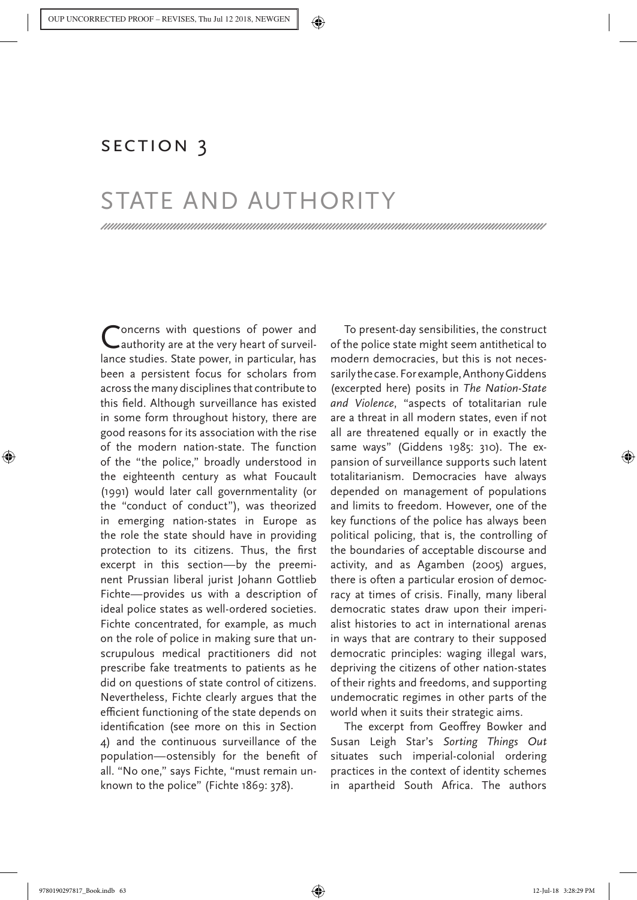# SECTION 3

# STATE AND AUTHORITY

Concerns with questions of power and authority are at the very heart of surveillance studies. State power, in particular, has been a persistent focus for scholars from across the many disciplines that contribute to this field. Although surveillance has existed in some form throughout history, there are good reasons for its association with the rise of the modern nation-state. The function of the "the police," broadly understood in the eighteenth century as what Foucault (1991) would later call governmentality (or the "conduct of conduct"), was theorized in emerging nation-states in Europe as the role the state should have in providing protection to its citizens. Thus, the first excerpt in this section—by the preeminent Prussian liberal jurist Johann Gottlieb Fichte—provides us with a description of ideal police states as well-ordered societies. Fichte concentrated, for example, as much on the role of police in making sure that unscrupulous medical practitioners did not prescribe fake treatments to patients as he did on questions of state control of citizens. Nevertheless, Fichte clearly argues that the efficient functioning of the state depends on identification (see more on this in Section 4) and the continuous surveillance of the population—ostensibly for the benefit of all. "No one," says Fichte, "must remain unknown to the police" (Fichte 1869: 378).

To present-day sensibilities, the construct of the police state might seem antithetical to modern democracies, but this is not necessarily the case. For example, Anthony Giddens (excerpted here) posits in *The Nation-State and Violence*, "aspects of totalitarian rule are a threat in all modern states, even if not all are threatened equally or in exactly the same ways" (Giddens 1985: 310). The expansion of surveillance supports such latent totalitarianism. Democracies have always depended on management of populations and limits to freedom. However, one of the key functions of the police has always been political policing, that is, the controlling of the boundaries of acceptable discourse and activity, and as Agamben (2005) argues, there is often a particular erosion of democracy at times of crisis. Finally, many liberal democratic states draw upon their imperialist histories to act in international arenas in ways that are contrary to their supposed democratic principles: waging illegal wars, depriving the citizens of other nation-states of their rights and freedoms, and supporting undemocratic regimes in other parts of the world when it suits their strategic aims.

The excerpt from Geoffrey Bowker and Susan Leigh Star's *Sorting Things Out* situates such imperial-colonial ordering practices in the context of identity schemes in apartheid South Africa. The authors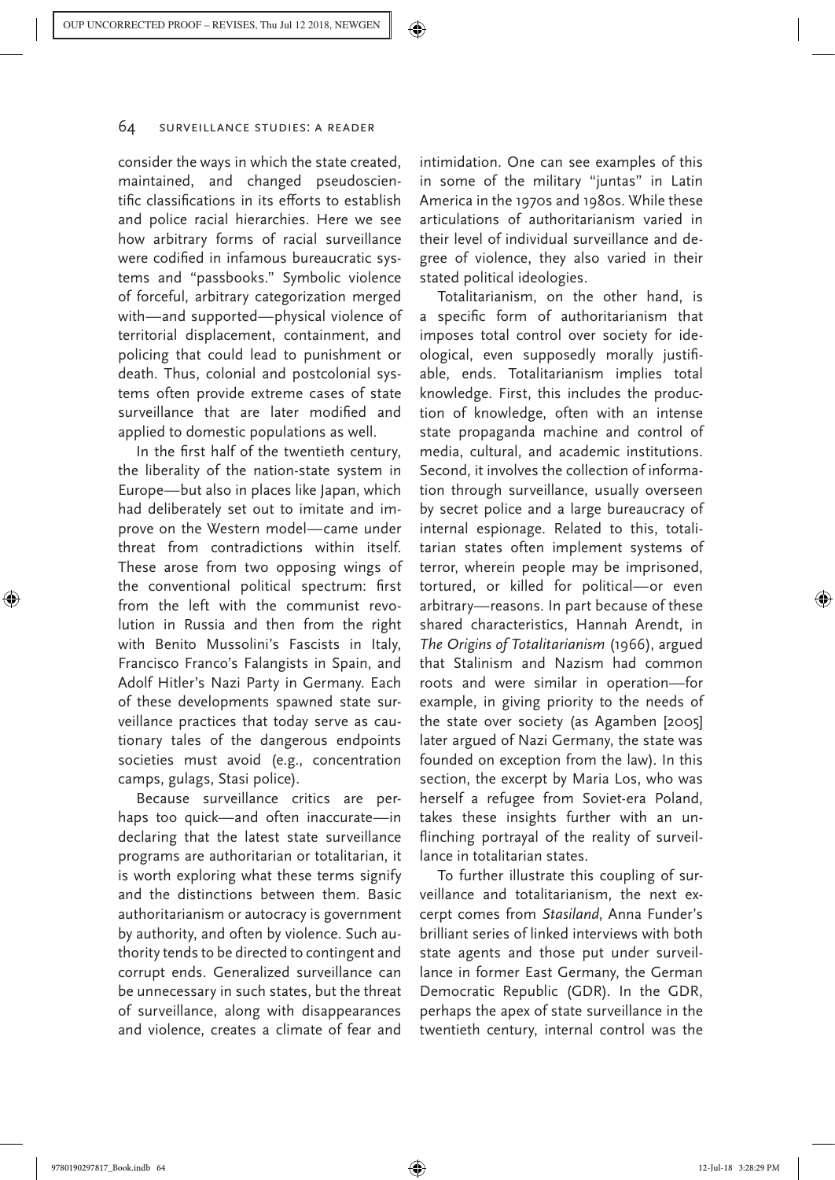consider the ways in which the state created, maintained, and changed pseudoscientific classifications in its efforts to establish and police racial hierarchies. Here we see how arbitrary forms of racial surveillance were codified in infamous bureaucratic systems and "passbooks." Symbolic violence of forceful, arbitrary categorization merged with—and supported—physical violence of territorial displacement, containment, and policing that could lead to punishment or death. Thus, colonial and postcolonial systems often provide extreme cases of state surveillance that are later modified and applied to domestic populations as well.

In the first half of the twentieth century, the liberality of the nation-state system in Europe—but also in places like Japan, which had deliberately set out to imitate and improve on the Western model—came under threat from contradictions within itself. These arose from two opposing wings of the conventional political spectrum: first from the left with the communist revolution in Russia and then from the right with Benito Mussolini's Fascists in Italy, Francisco Franco's Falangists in Spain, and Adolf Hitler's Nazi Party in Germany. Each of these developments spawned state surveillance practices that today serve as cautionary tales of the dangerous endpoints societies must avoid (e.g., concentration camps, gulags, Stasi police).

Because surveillance critics are perhaps too quick—and often inaccurate—in declaring that the latest state surveillance programs are authoritarian or totalitarian, it is worth exploring what these terms signify and the distinctions between them. Basic authoritarianism or autocracy is government by authority, and often by violence. Such authority tends to be directed to contingent and corrupt ends. Generalized surveillance can be unnecessary in such states, but the threat of surveillance, along with disappearances and violence, creates a climate of fear and intimidation. One can see examples of this in some of the military "juntas" in Latin America in the 1970s and 1980s. While these articulations of authoritarianism varied in their level of individual surveillance and degree of violence, they also varied in their stated political ideologies.

Totalitarianism, on the other hand, is a specific form of authoritarianism that imposes total control over society for ideological, even supposedly morally justifiable, ends. Totalitarianism implies total knowledge. First, this includes the production of knowledge, often with an intense state propaganda machine and control of media, cultural, and academic institutions. Second, it involves the collection of information through surveillance, usually overseen by secret police and a large bureaucracy of internal espionage. Related to this, totalitarian states often implement systems of terror, wherein people may be imprisoned, tortured, or killed for political—or even arbitrary—reasons. In part because of these shared characteristics, Hannah Arendt, in *The Origins of Totalitarianism* (1966), argued that Stalinism and Nazism had common roots and were similar in operation—for example, in giving priority to the needs of the state over society (as Agamben [2005] later argued of Nazi Germany, the state was founded on exception from the law). In this section, the excerpt by Maria Los, who was herself a refugee from Soviet-era Poland, takes these insights further with an unflinching portrayal of the reality of surveillance in totalitarian states.

To further illustrate this coupling of surveillance and totalitarianism, the next excerpt comes from *Stasiland*, Anna Funder's brilliant series of linked interviews with both state agents and those put under surveillance in former East Germany, the German Democratic Republic (GDR). In the GDR, perhaps the apex of state surveillance in the twentieth century, internal control was the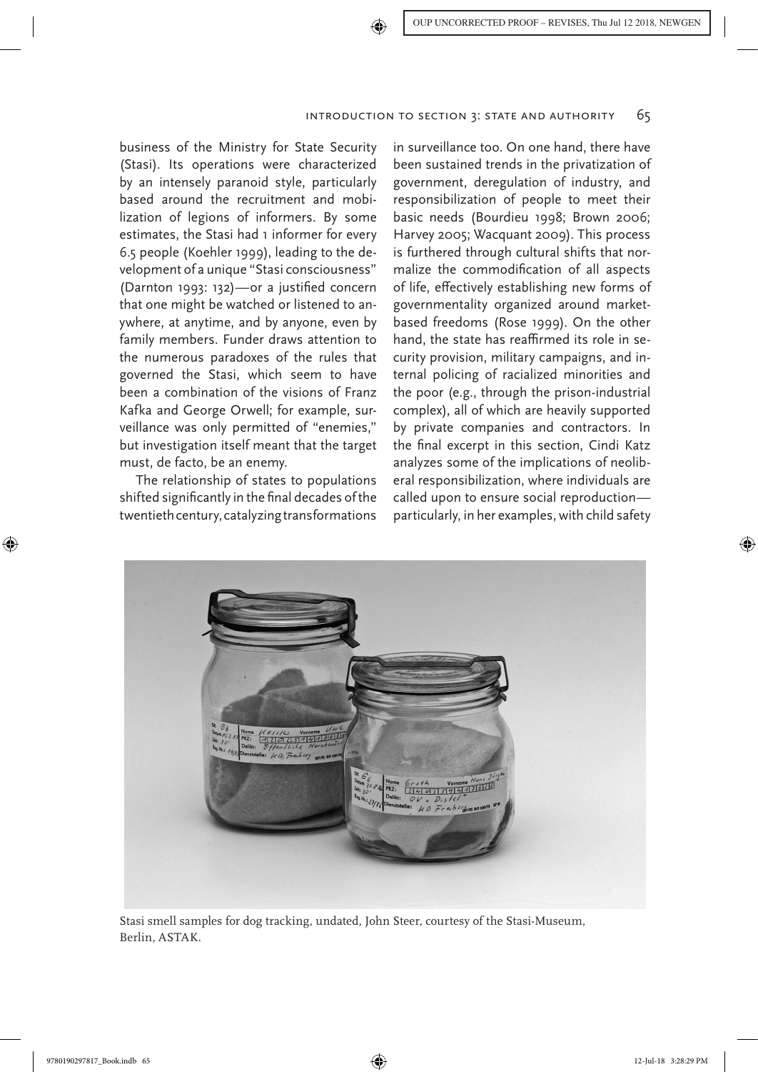business of the Ministry for State Security (Stasi). Its operations were characterized by an intensely paranoid style, particularly based around the recruitment and mobilization of legions of informers. By some estimates, the Stasi had 1 informer for every 6.5 people (Koehler 1999), leading to the development of a unique "Stasi consciousness" (Darnton 1993: 132)—or a justified concern that one might be watched or listened to anywhere, at anytime, and by anyone, even by family members. Funder draws attention to the numerous paradoxes of the rules that governed the Stasi, which seem to have been a combination of the visions of Franz Kafka and George Orwell; for example, surveillance was only permitted of "enemies," but investigation itself meant that the target must, de facto, be an enemy.

The relationship of states to populations shifted significantly in the final decades of the twentieth century, catalyzing transformations in surveillance too. On one hand, there have been sustained trends in the privatization of government, deregulation of industry, and responsibilization of people to meet their basic needs (Bourdieu 1998; Brown 2006; Harvey 2005; Wacquant 2009). This process is furthered through cultural shifts that normalize the commodification of all aspects of life, effectively establishing new forms of governmentality organized around market-based freedoms (Rose 1999). On the other hand, the state has reaffirmed its role in security provision, military campaigns, and internal policing of racialized minorities and the poor (e.g., through the prison-industrial complex), all of which are heavily supported by private companies and contractors. In the final excerpt in this section, Cindi Katz analyzes some of the implications of neoliberal responsibilization, where individuals are called upon to ensure social reproduction—particularly, in her examples, with child safety

Stasi smell samples for dog tracking, undated, John Steer, courtesy of the Stasi-Museum, Berlin, ASTAK.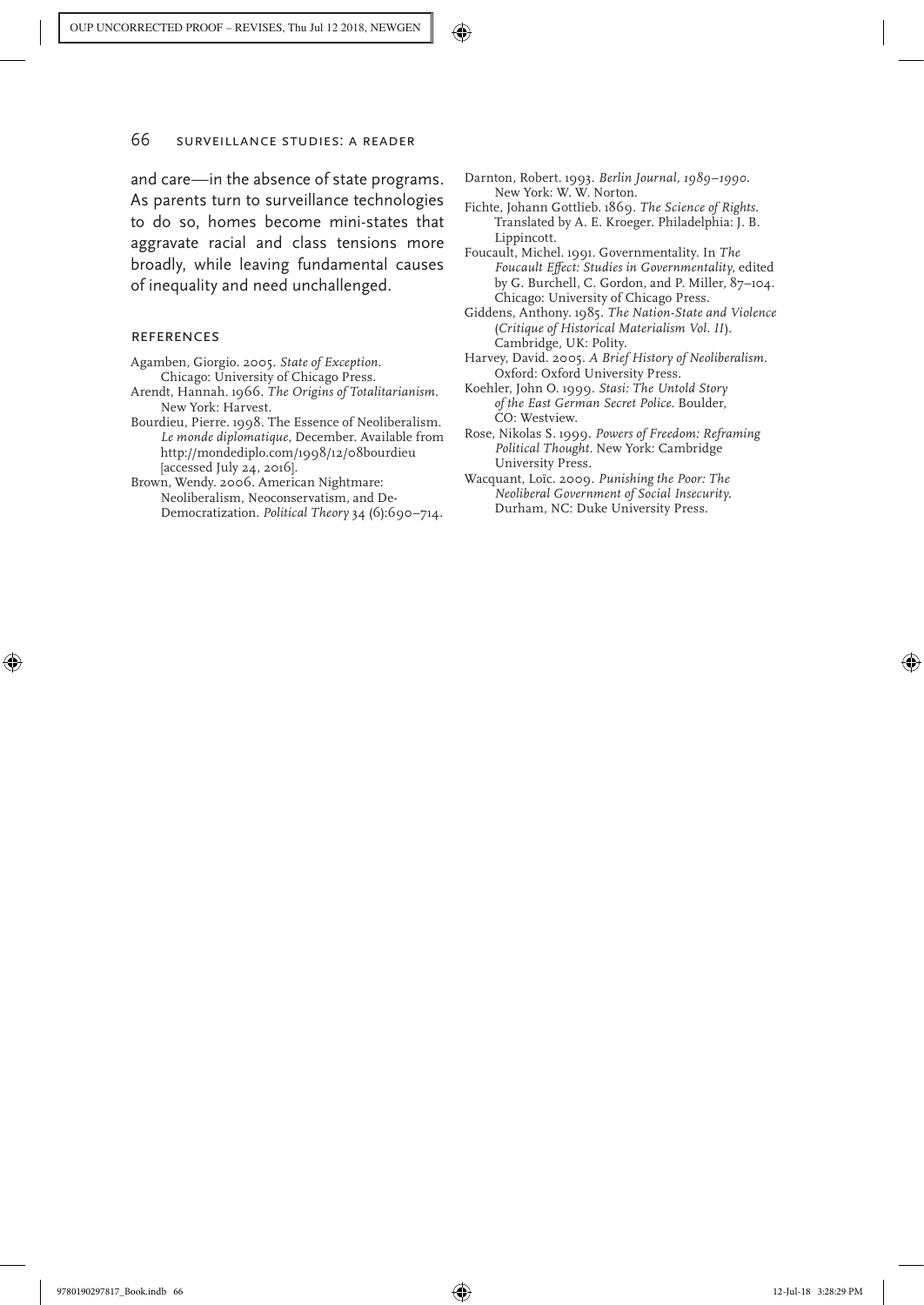and care—in the absence of state programs. As parents turn to surveillance technologies to do so, homes become mini-states that aggravate racial and class tensions more broadly, while leaving fundamental causes of inequality and need unchallenged.

## REFERENCES

Agamben, Giorgio. 2005. *State of Exception*. Chicago: University of Chicago Press.

Arendt, Hannah. 1966. *The Origins of Totalitarianism*. New York: Harvest.

Bourdieu, Pierre. 1998. The Essence of Neoliberalism. *Le monde diplomatique*, December. Available from http://mondediplo.com/1998/12/08bourdieu [accessed July 24, 2016].

Brown, Wendy. 2006. American Nightmare: Neoliberalism, Neoconservatism, and De-Democratization. *Political Theory* 34 (6):690–714.

Darnton, Robert. 1993. *Berlin Journal, 1989–1990*. New York: W. W. Norton.

Fichte, Johann Gottlieb. 1869. *The Science of Rights*. Translated by A. E. Kroeger. Philadelphia: J. B. Lippincott.

Foucault, Michel. 1991. Governmentality. In *The Foucault Effect: Studies in Governmentality*, edited by G. Burchell, C. Gordon, and P. Miller, 87–104. Chicago: University of Chicago Press.

Giddens, Anthony. 1985. *The Nation-State and Violence* (*Critique of Historical Materialism Vol. II*). Cambridge, UK: Polity.

Harvey, David. 2005. *A Brief History of Neoliberalism*. Oxford: Oxford University Press.

Koehler, John O. 1999. *Stasi: The Untold Story of the East German Secret Police*. Boulder, CO: Westview.

Rose, Nikolas S. 1999. *Powers of Freedom: Reframing Political Thought*. New York: Cambridge University Press.

Wacquant, Loïc. 2009. *Punishing the Poor: The Neoliberal Government of Social Insecurity*. Durham, NC: Duke University Press.